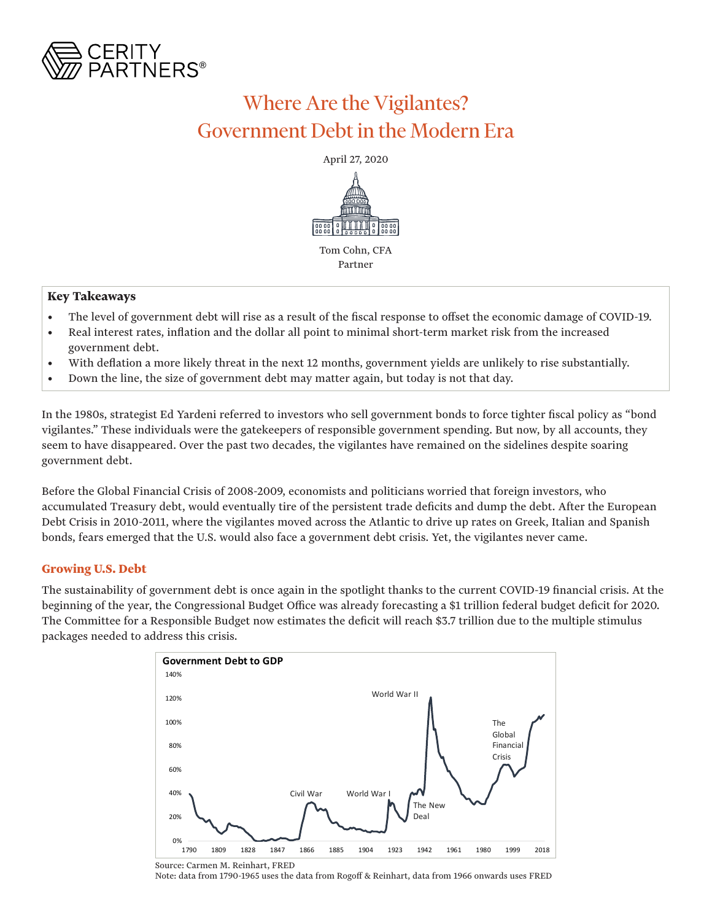CERITY PARTNERS®

# Where Are the Vigilantes?
# Government Debt in the Modern Era

April 27, 2020

Tom Cohn, CFA
Partner

**Key Takeaways**

- The level of government debt will rise as a result of the fiscal response to offset the economic damage of COVID-19.
- Real interest rates, inflation and the dollar all point to minimal short-term market risk from the increased government debt.
- With deflation a more likely threat in the next 12 months, government yields are unlikely to rise substantially.
- Down the line, the size of government debt may matter again, but today is not that day.

In the 1980s, strategist Ed Yardeni referred to investors who sell government bonds to force tighter fiscal policy as "bond vigilantes." These individuals were the gatekeepers of responsible government spending. But now, by all accounts, they seem to have disappeared. Over the past two decades, the vigilantes have remained on the sidelines despite soaring government debt.

Before the Global Financial Crisis of 2008-2009, economists and politicians worried that foreign investors, who accumulated Treasury debt, would eventually tire of the persistent trade deficits and dump the debt. After the European Debt Crisis in 2010-2011, where the vigilantes moved across the Atlantic to drive up rates on Greek, Italian and Spanish bonds, fears emerged that the U.S. would also face a government debt crisis. Yet, the vigilantes never came.

## Growing U.S. Debt

The sustainability of government debt is once again in the spotlight thanks to the current COVID-19 financial crisis. At the beginning of the year, the Congressional Budget Office was already forecasting a $1 trillion federal budget deficit for 2020. The Committee for a Responsible Budget now estimates the deficit will reach $3.7 trillion due to the multiple stimulus packages needed to address this crisis.

**Government Debt to GDP**

Source: Carmen M. Reinhart, FRED
Note: data from 1790-1965 uses the data from Rogoff & Reinhart, data from 1966 onwards uses FRED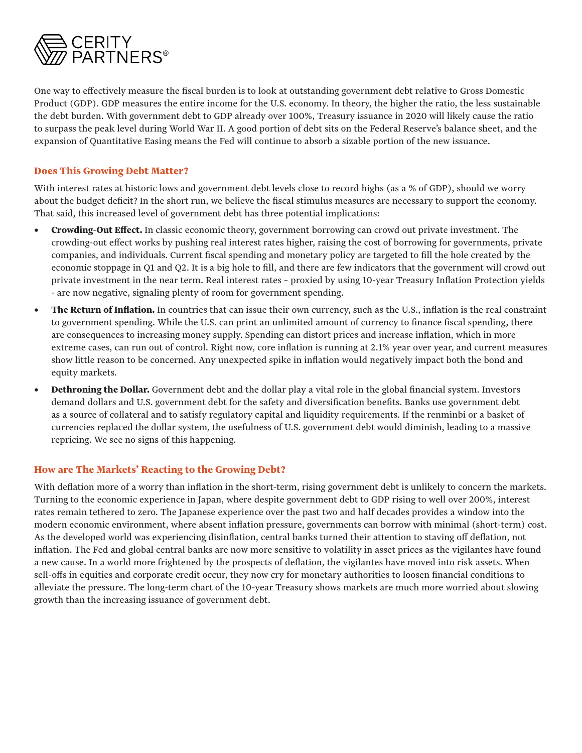One way to effectively measure the fiscal burden is to look at outstanding government debt relative to Gross Domestic Product (GDP). GDP measures the entire income for the U.S. economy. In theory, the higher the ratio, the less sustainable the debt burden. With government debt to GDP already over 100%, Treasury issuance in 2020 will likely cause the ratio to surpass the peak level during World War II. A good portion of debt sits on the Federal Reserve's balance sheet, and the expansion of Quantitative Easing means the Fed will continue to absorb a sizable portion of the new issuance.

## Does This Growing Debt Matter?

With interest rates at historic lows and government debt levels close to record highs (as a % of GDP), should we worry about the budget deficit? In the short run, we believe the fiscal stimulus measures are necessary to support the economy. That said, this increased level of government debt has three potential implications:

- **Crowding-Out Effect.** In classic economic theory, government borrowing can crowd out private investment. The crowding-out effect works by pushing real interest rates higher, raising the cost of borrowing for governments, private companies, and individuals. Current fiscal spending and monetary policy are targeted to fill the hole created by the economic stoppage in Q1 and Q2. It is a big hole to fill, and there are few indicators that the government will crowd out private investment in the near term. Real interest rates - proxied by using 10-year Treasury Inflation Protection yields - are now negative, signaling plenty of room for government spending.
- **The Return of Inflation.** In countries that can issue their own currency, such as the U.S., inflation is the real constraint to government spending. While the U.S. can print an unlimited amount of currency to finance fiscal spending, there are consequences to increasing money supply. Spending can distort prices and increase inflation, which in more extreme cases, can run out of control. Right now, core inflation is running at 2.1% year over year, and current measures show little reason to be concerned. Any unexpected spike in inflation would negatively impact both the bond and equity markets.
- **Dethroning the Dollar.** Government debt and the dollar play a vital role in the global financial system. Investors demand dollars and U.S. government debt for the safety and diversification benefits. Banks use government debt as a source of collateral and to satisfy regulatory capital and liquidity requirements. If the renminbi or a basket of currencies replaced the dollar system, the usefulness of U.S. government debt would diminish, leading to a massive repricing. We see no signs of this happening.

## How are The Markets' Reacting to the Growing Debt?

With deflation more of a worry than inflation in the short-term, rising government debt is unlikely to concern the markets. Turning to the economic experience in Japan, where despite government debt to GDP rising to well over 200%, interest rates remain tethered to zero. The Japanese experience over the past two and half decades provides a window into the modern economic environment, where absent inflation pressure, governments can borrow with minimal (short-term) cost. As the developed world was experiencing disinflation, central banks turned their attention to staving off deflation, not inflation. The Fed and global central banks are now more sensitive to volatility in asset prices as the vigilantes have found a new cause. In a world more frightened by the prospects of deflation, the vigilantes have moved into risk assets. When sell-offs in equities and corporate credit occur, they now cry for monetary authorities to loosen financial conditions to alleviate the pressure. The long-term chart of the 10-year Treasury shows markets are much more worried about slowing growth than the increasing issuance of government debt.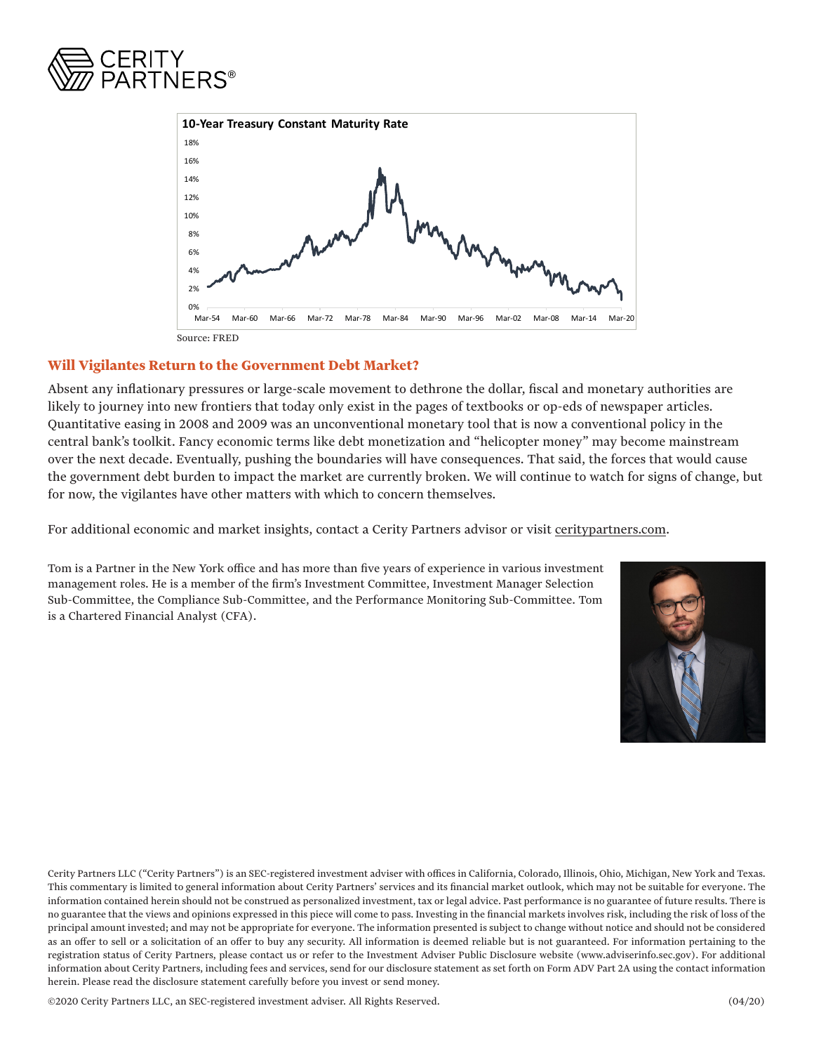10-Year Treasury Constant Maturity Rate

18%
16%
14%
12%
10%
8%
6%
4%
2%
0%

Mar-54 Mar-60 Mar-66 Mar-72 Mar-78 Mar-84 Mar-90 Mar-96 Mar-02 Mar-08 Mar-14 Mar-20

Source: FRED

## Will Vigilantes Return to the Government Debt Market?

Absent any inflationary pressures or large-scale movement to dethrone the dollar, fiscal and monetary authorities are likely to journey into new frontiers that today only exist in the pages of textbooks or op-eds of newspaper articles. Quantitative easing in 2008 and 2009 was an unconventional monetary tool that is now a conventional policy in the central bank's toolkit. Fancy economic terms like debt monetization and "helicopter money" may become mainstream over the next decade. Eventually, pushing the boundaries will have consequences. That said, the forces that would cause the government debt burden to impact the market are currently broken. We will continue to watch for signs of change, but for now, the vigilantes have other matters with which to concern themselves.

For additional economic and market insights, contact a Cerity Partners advisor or visit ceritypartners.com.

Tom is a Partner in the New York office and has more than five years of experience in various investment management roles. He is a member of the firm's Investment Committee, Investment Manager Selection Sub-Committee, the Compliance Sub-Committee, and the Performance Monitoring Sub-Committee. Tom is a Chartered Financial Analyst (CFA).

Cerity Partners LLC ("Cerity Partners") is an SEC-registered investment adviser with offices in California, Colorado, Illinois, Ohio, Michigan, New York and Texas. This commentary is limited to general information about Cerity Partners' services and its financial market outlook, which may not be suitable for everyone. The information contained herein should not be construed as personalized investment, tax or legal advice. Past performance is no guarantee of future results. There is no guarantee that the views and opinions expressed in this piece will come to pass. Investing in the financial markets involves risk, including the risk of loss of the principal amount invested; and may not be appropriate for everyone. The information presented is subject to change without notice and should not be considered as an offer to sell or a solicitation of an offer to buy any security. All information is deemed reliable but is not guaranteed. For information pertaining to the registration status of Cerity Partners, please contact us or refer to the Investment Adviser Public Disclosure website (www.adviserinfo.sec.gov). For additional information about Cerity Partners, including fees and services, send for our disclosure statement as set forth on Form ADV Part 2A using the contact information herein. Please read the disclosure statement carefully before you invest or send money.

©2020 Cerity Partners LLC, an SEC-registered investment adviser. All Rights Reserved. (04/20)